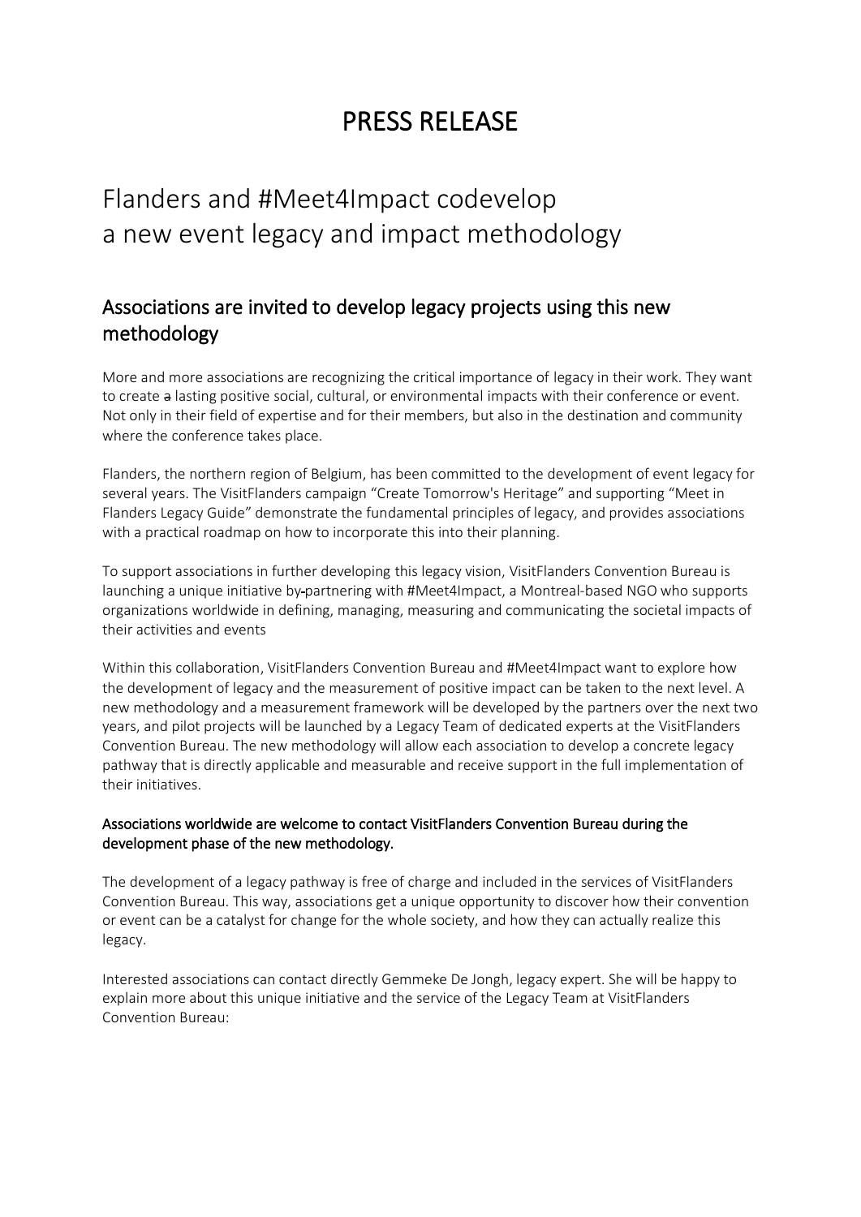# PRESS RELEASE

# Flanders and #Meet4Impact codevelop a new event legacy and impact methodology

## Associations are invited to develop legacy projects using this new methodology

More and more associations are recognizing the critical importance of legacy in their work. They want to create ~~a~~ lasting positive social, cultural, or environmental impacts with their conference or event. Not only in their field of expertise and for their members, but also in the destination and community where the conference takes place.

Flanders, the northern region of Belgium, has been committed to the development of event legacy for several years. The VisitFlanders campaign "Create Tomorrow's Heritage" and supporting "Meet in Flanders Legacy Guide" demonstrate the fundamental principles of legacy, and provides associations with a practical roadmap on how to incorporate this into their planning.

To support associations in further developing this legacy vision, VisitFlanders Convention Bureau is launching a unique initiative by-partnering with #Meet4Impact, a Montreal-based NGO who supports organizations worldwide in defining, managing, measuring and communicating the societal impacts of their activities and events

Within this collaboration, VisitFlanders Convention Bureau and #Meet4Impact want to explore how the development of legacy and the measurement of positive impact can be taken to the next level. A new methodology and a measurement framework will be developed by the partners over the next two years, and pilot projects will be launched by a Legacy Team of dedicated experts at the VisitFlanders Convention Bureau. The new methodology will allow each association to develop a concrete legacy pathway that is directly applicable and measurable and receive support in the full implementation of their initiatives.

**Associations worldwide are welcome to contact VisitFlanders Convention Bureau during the development phase of the new methodology.**

The development of a legacy pathway is free of charge and included in the services of VisitFlanders Convention Bureau. This way, associations get a unique opportunity to discover how their convention or event can be a catalyst for change for the whole society, and how they can actually realize this legacy.

Interested associations can contact directly Gemmeke De Jongh, legacy expert. She will be happy to explain more about this unique initiative and the service of the Legacy Team at VisitFlanders Convention Bureau: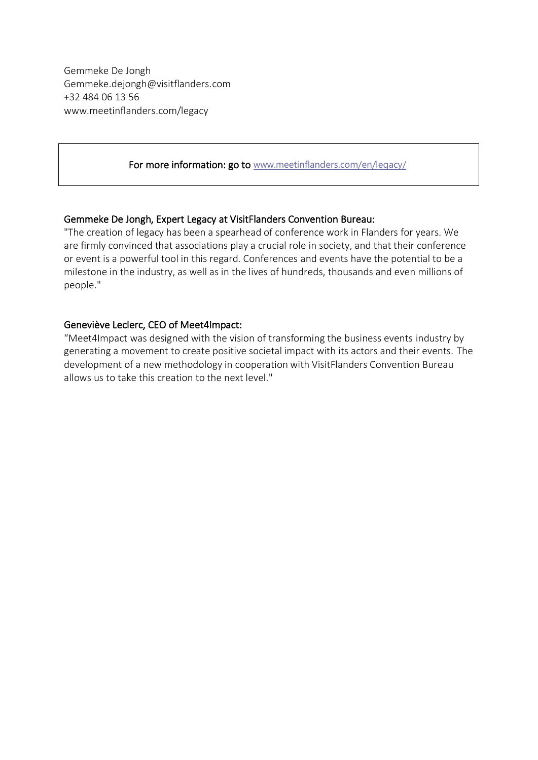Gemmeke De Jongh  
Gemmeke.dejongh@visitflanders.com  
+32 484 06 13 56  
www.meetinflanders.com/legacy

**For more information: go to** [www.meetinflanders.com/en/legacy/](http://www.meetinflanders.com/en/legacy/)

**Gemmeke De Jongh, Expert Legacy at VisitFlanders Convention Bureau:**

"The creation of legacy has been a spearhead of conference work in Flanders for years. We are firmly convinced that associations play a crucial role in society, and that their conference or event is a powerful tool in this regard. Conferences and events have the potential to be a milestone in the industry, as well as in the lives of hundreds, thousands and even millions of people."

**Geneviève Leclerc, CEO of Meet4Impact:**

"Meet4Impact was designed with the vision of transforming the business events industry by generating a movement to create positive societal impact with its actors and their events. The development of a new methodology in cooperation with VisitFlanders Convention Bureau allows us to take this creation to the next level."